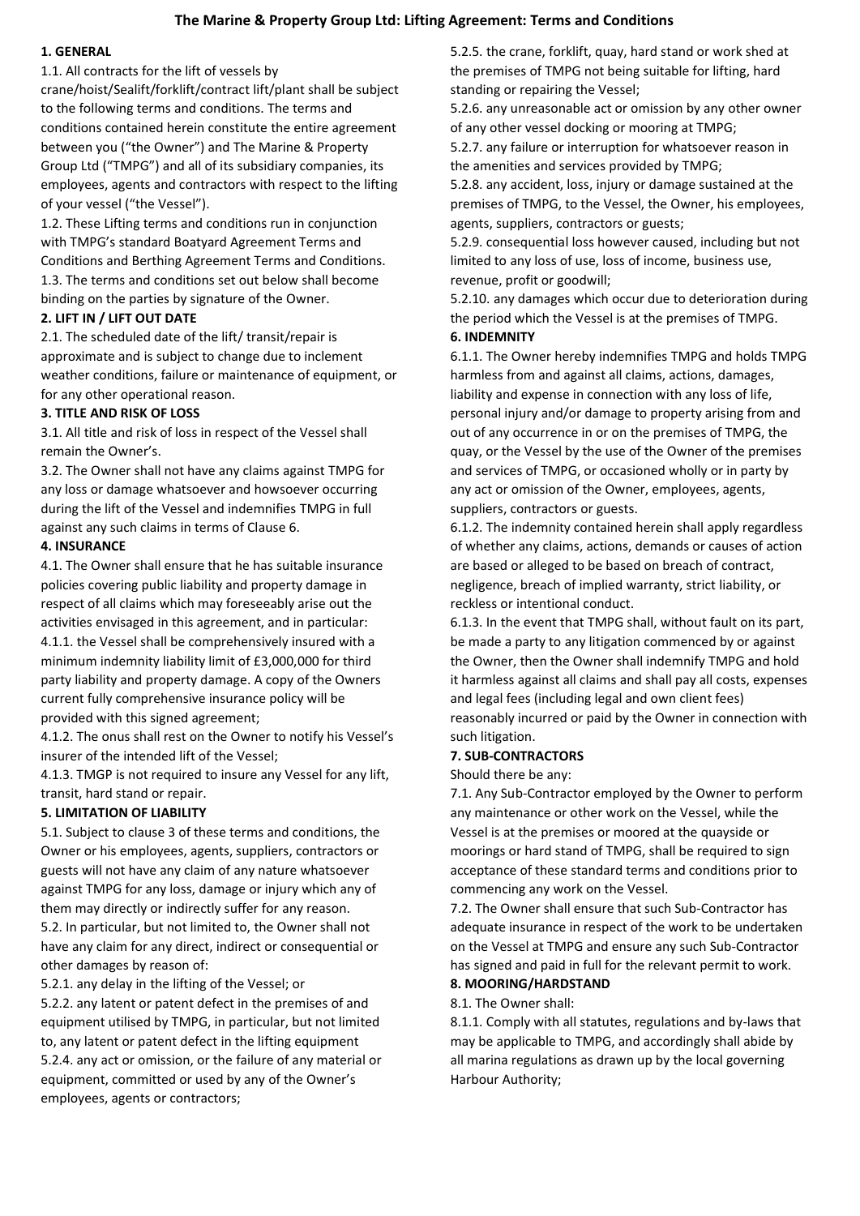# The Marine & Property Group Ltd: Lifting Agreement: Terms and Conditions

**1. GENERAL**

1.1. All contracts for the lift of vessels by crane/hoist/Sealift/forklift/contract lift/plant shall be subject to the following terms and conditions. The terms and conditions contained herein constitute the entire agreement between you ("the Owner") and The Marine & Property Group Ltd ("TMPG") and all of its subsidiary companies, its employees, agents and contractors with respect to the lifting of your vessel ("the Vessel").

1.2. These Lifting terms and conditions run in conjunction with TMPG's standard Boatyard Agreement Terms and Conditions and Berthing Agreement Terms and Conditions.

1.3. The terms and conditions set out below shall become binding on the parties by signature of the Owner.

**2. LIFT IN / LIFT OUT DATE**

2.1. The scheduled date of the lift/ transit/repair is approximate and is subject to change due to inclement weather conditions, failure or maintenance of equipment, or for any other operational reason.

**3. TITLE AND RISK OF LOSS**

3.1. All title and risk of loss in respect of the Vessel shall remain the Owner's.

3.2. The Owner shall not have any claims against TMPG for any loss or damage whatsoever and howsoever occurring during the lift of the Vessel and indemnifies TMPG in full against any such claims in terms of Clause 6.

**4. INSURANCE**

4.1. The Owner shall ensure that he has suitable insurance policies covering public liability and property damage in respect of all claims which may foreseeably arise out the activities envisaged in this agreement, and in particular:

4.1.1. the Vessel shall be comprehensively insured with a minimum indemnity liability limit of £3,000,000 for third party liability and property damage. A copy of the Owners current fully comprehensive insurance policy will be provided with this signed agreement;

4.1.2. The onus shall rest on the Owner to notify his Vessel's insurer of the intended lift of the Vessel;

4.1.3. TMGP is not required to insure any Vessel for any lift, transit, hard stand or repair.

**5. LIMITATION OF LIABILITY**

5.1. Subject to clause 3 of these terms and conditions, the Owner or his employees, agents, suppliers, contractors or guests will not have any claim of any nature whatsoever against TMPG for any loss, damage or injury which any of them may directly or indirectly suffer for any reason.

5.2. In particular, but not limited to, the Owner shall not have any claim for any direct, indirect or consequential or other damages by reason of:

5.2.1. any delay in the lifting of the Vessel; or

5.2.2. any latent or patent defect in the premises of and equipment utilised by TMPG, in particular, but not limited to, any latent or patent defect in the lifting equipment

5.2.4. any act or omission, or the failure of any material or equipment, committed or used by any of the Owner's employees, agents or contractors;

5.2.5. the crane, forklift, quay, hard stand or work shed at the premises of TMPG not being suitable for lifting, hard standing or repairing the Vessel;

5.2.6. any unreasonable act or omission by any other owner of any other vessel docking or mooring at TMPG;

5.2.7. any failure or interruption for whatsoever reason in the amenities and services provided by TMPG;

5.2.8. any accident, loss, injury or damage sustained at the premises of TMPG, to the Vessel, the Owner, his employees, agents, suppliers, contractors or guests;

5.2.9. consequential loss however caused, including but not limited to any loss of use, loss of income, business use, revenue, profit or goodwill;

5.2.10. any damages which occur due to deterioration during the period which the Vessel is at the premises of TMPG.

**6. INDEMNITY**

6.1.1. The Owner hereby indemnifies TMPG and holds TMPG harmless from and against all claims, actions, damages, liability and expense in connection with any loss of life, personal injury and/or damage to property arising from and out of any occurrence in or on the premises of TMPG, the quay, or the Vessel by the use of the Owner of the premises and services of TMPG, or occasioned wholly or in party by any act or omission of the Owner, employees, agents, suppliers, contractors or guests.

6.1.2. The indemnity contained herein shall apply regardless of whether any claims, actions, demands or causes of action are based or alleged to be based on breach of contract, negligence, breach of implied warranty, strict liability, or reckless or intentional conduct.

6.1.3. In the event that TMPG shall, without fault on its part, be made a party to any litigation commenced by or against the Owner, then the Owner shall indemnify TMPG and hold it harmless against all claims and shall pay all costs, expenses and legal fees (including legal and own client fees) reasonably incurred or paid by the Owner in connection with such litigation.

**7. SUB-CONTRACTORS**

Should there be any:

7.1. Any Sub-Contractor employed by the Owner to perform any maintenance or other work on the Vessel, while the Vessel is at the premises or moored at the quayside or moorings or hard stand of TMPG, shall be required to sign acceptance of these standard terms and conditions prior to commencing any work on the Vessel.

7.2. The Owner shall ensure that such Sub-Contractor has adequate insurance in respect of the work to be undertaken on the Vessel at TMPG and ensure any such Sub-Contractor has signed and paid in full for the relevant permit to work.

**8. MOORING/HARDSTAND**

8.1. The Owner shall:

8.1.1. Comply with all statutes, regulations and by-laws that may be applicable to TMPG, and accordingly shall abide by all marina regulations as drawn up by the local governing Harbour Authority;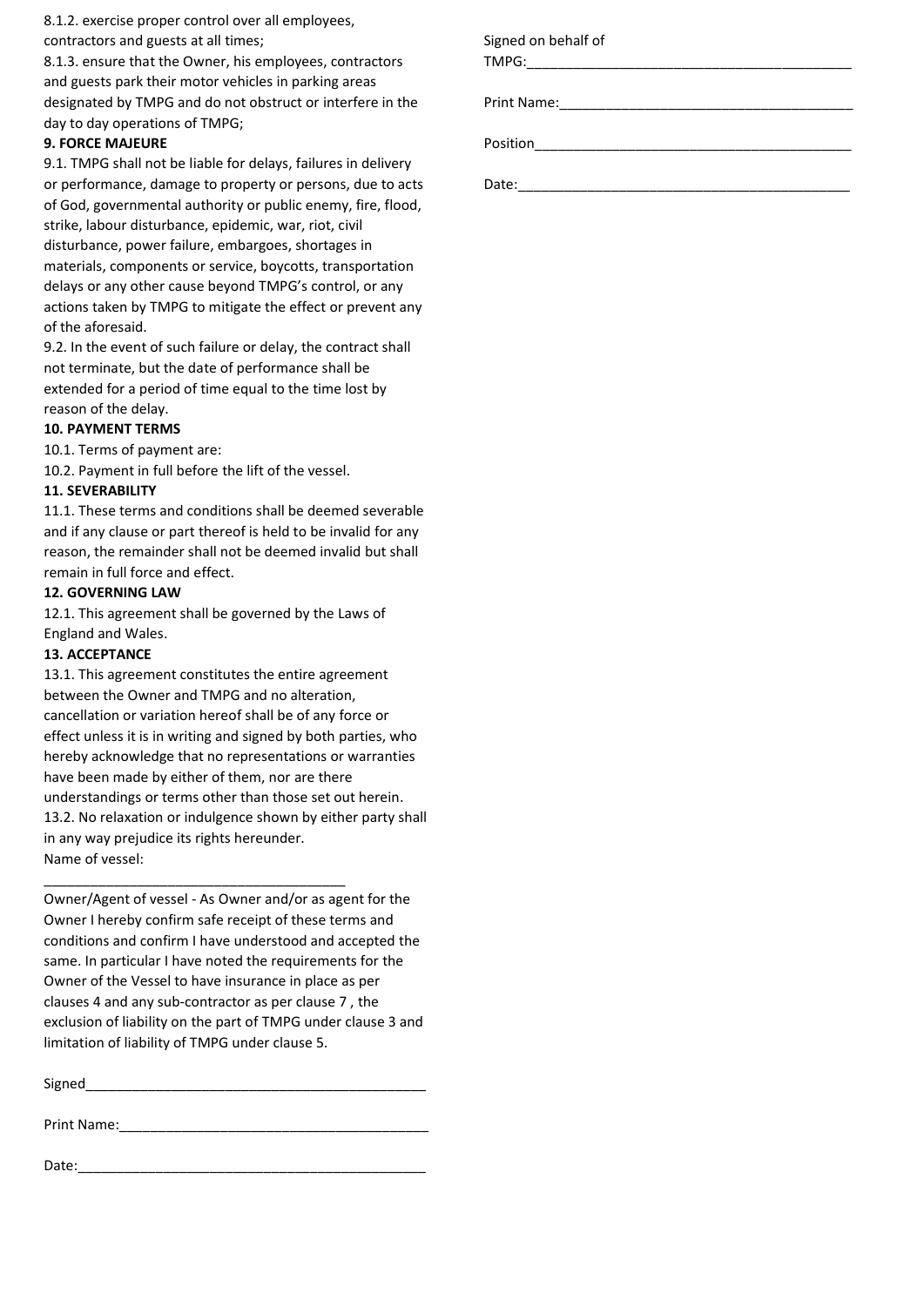8.1.2. exercise proper control over all employees, contractors and guests at all times;

8.1.3. ensure that the Owner, his employees, contractors and guests park their motor vehicles in parking areas designated by TMPG and do not obstruct or interfere in the day to day operations of TMPG;

**9. FORCE MAJEURE**

9.1. TMPG shall not be liable for delays, failures in delivery or performance, damage to property or persons, due to acts of God, governmental authority or public enemy, fire, flood, strike, labour disturbance, epidemic, war, riot, civil disturbance, power failure, embargoes, shortages in materials, components or service, boycotts, transportation delays or any other cause beyond TMPG's control, or any actions taken by TMPG to mitigate the effect or prevent any of the aforesaid.

9.2. In the event of such failure or delay, the contract shall not terminate, but the date of performance shall be extended for a period of time equal to the time lost by reason of the delay.

**10. PAYMENT TERMS**

10.1. Terms of payment are:

10.2. Payment in full before the lift of the vessel.

**11. SEVERABILITY**

11.1. These terms and conditions shall be deemed severable and if any clause or part thereof is held to be invalid for any reason, the remainder shall not be deemed invalid but shall remain in full force and effect.

**12. GOVERNING LAW**

12.1. This agreement shall be governed by the Laws of England and Wales.

**13. ACCEPTANCE**

13.1. This agreement constitutes the entire agreement between the Owner and TMPG and no alteration, cancellation or variation hereof shall be of any force or effect unless it is in writing and signed by both parties, who hereby acknowledge that no representations or warranties have been made by either of them, nor are there understandings or terms other than those set out herein.

13.2. No relaxation or indulgence shown by either party shall in any way prejudice its rights hereunder.

Name of vessel:

_______________________________________

Owner/Agent of vessel - As Owner and/or as agent for the Owner I hereby confirm safe receipt of these terms and conditions and confirm I have understood and accepted the same. In particular I have noted the requirements for the Owner of the Vessel to have insurance in place as per clauses 4 and any sub-contractor as per clause 7 , the exclusion of liability on the part of TMPG under clause 3 and limitation of liability of TMPG under clause 5.

Signed_____________________________________________

Print Name:________________________________________

Date:______________________________________________

Signed on behalf of TMPG:__________________________________________

Print Name:_______________________________________

Position__________________________________________

Date:____________________________________________